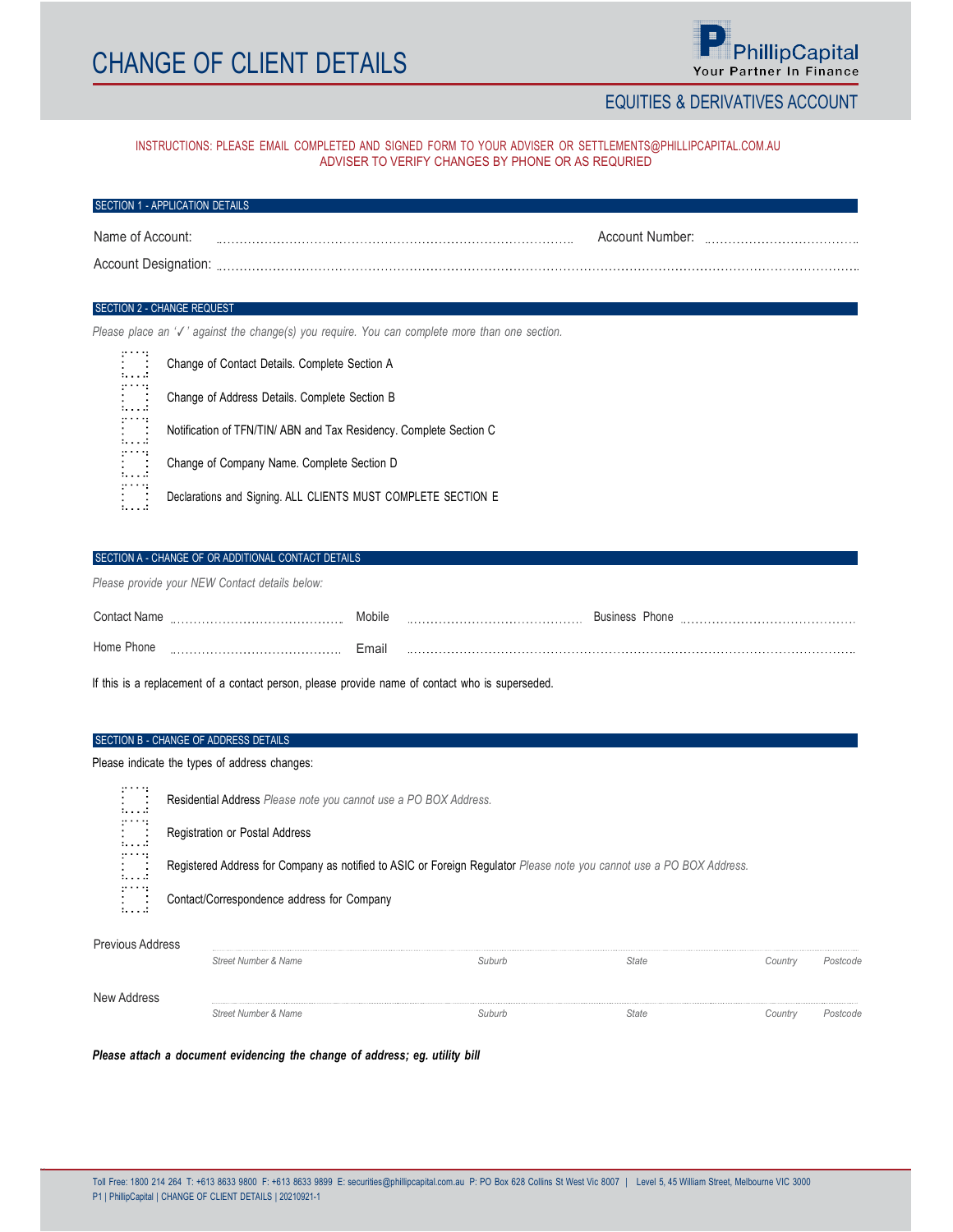# CHANGE OF CLIENT DETAILS

PhillipCapital
Your Partner In Finance

## EQUITIES & DERIVATIVES ACCOUNT

INSTRUCTIONS: PLEASE EMAIL COMPLETED AND SIGNED FORM TO YOUR ADVISER OR SETTLEMENTS@PHILLIPCAPITAL.COM.AU
ADVISER TO VERIFY CHANGES BY PHONE OR AS REQURIED

### SECTION 1 - APPLICATION DETAILS

Name of Account: ........................................................................................ Account Number: ....................................

Account Designation: ..............................................................................................................................................

### SECTION 2 - CHANGE REQUEST

*Please place an '✓' against the change(s) you require. You can complete more than one section.*

- ☐ Change of Contact Details. Complete Section A
- ☐ Change of Address Details. Complete Section B
- ☐ Notification of TFN/TIN/ ABN and Tax Residency. Complete Section C
- ☐ Change of Company Name. Complete Section D
- ☐ Declarations and Signing. ALL CLIENTS MUST COMPLETE SECTION E

### SECTION A - CHANGE OF OR ADDITIONAL CONTACT DETAILS

*Please provide your NEW Contact details below:*

Contact Name ........................................ Mobile ........................................ Business Phone ........................................

Home Phone ........................................ Email ..............................................................................................

If this is a replacement of a contact person, please provide name of contact who is superseded.

### SECTION B - CHANGE OF ADDRESS DETAILS

Please indicate the types of address changes:

- ☐ Residential Address *Please note you cannot use a PO BOX Address.*
- ☐ Registration or Postal Address
- ☐ Registered Address for Company as notified to ASIC or Foreign Regulator *Please note you cannot use a PO BOX Address.*
- ☐ Contact/Correspondence address for Company

Previous Address ..............................................................................................................................
*Street Number & Name* | *Suburb* | *State* | *Country* | *Postcode*

New Address ..............................................................................................................................
*Street Number & Name* | *Suburb* | *State* | *Country* | *Postcode*

***Please attach a document evidencing the change of address; eg. utility bill***

Toll Free: 1800 214 264 T: +613 8633 9800 F: +613 8633 9899 E: securities@phillipcapital.com.au P: PO Box 628 Collins St West Vic 8007 | Level 5, 45 William Street, Melbourne VIC 3000
P1 | PhillipCapital | CHANGE OF CLIENT DETAILS | 20210921-1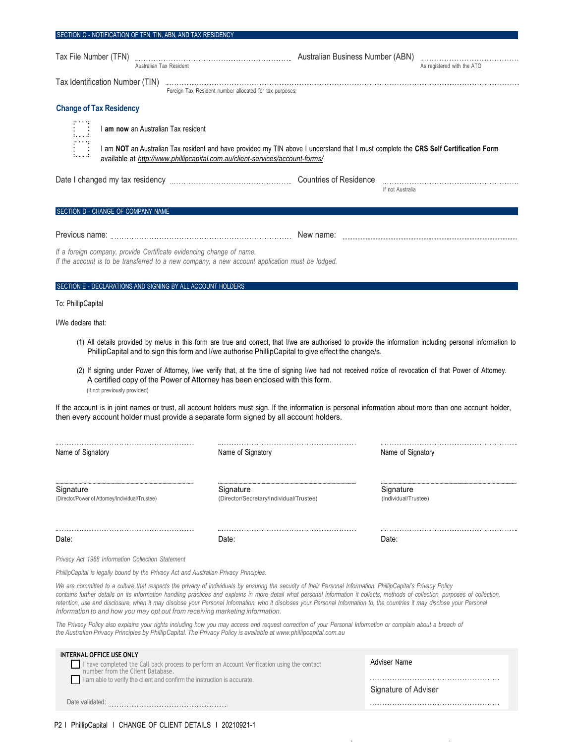## SECTION C - NOTIFICATION OF TFN, TIN, ABN, AND TAX RESIDENCY

Tax File Number (TFN) ........................................................
Australian Tax Resident

Australian Business Number (ABN) ........................................
As registered with the ATO

Tax Identification Number (TIN) ........................................................................................................................
Foreign Tax Resident number allocated for tax purposes;

### Change of Tax Residency

☐ I **am now** an Australian Tax resident

☐ I am **NOT** an Australian Tax resident and have provided my TIN above I understand that I must complete the **CRS Self Certification Form** available at *http://www.phillipcapital.com.au/client-services/account-forms/*

Date I changed my tax residency ........................................

Countries of Residence ........................................
If not Australia

## SECTION D - CHANGE OF COMPANY NAME

Previous name: ........................................................ New name: ........................................................

*If a foreign company, provide Certificate evidencing change of name.*
*If the account is to be transferred to a new company, a new account application must be lodged.*

## SECTION E - DECLARATIONS AND SIGNING BY ALL ACCOUNT HOLDERS

To: PhillipCapital

I/We declare that:

(1) All details provided by me/us in this form are true and correct, that I/we are authorised to provide the information including personal information to PhillipCapital and to sign this form and I/we authorise PhillipCapital to give effect the change/s.

(2) If signing under Power of Attorney, I/we verify that, at the time of signing I/we had not received notice of revocation of that Power of Attorney. A certified copy of the Power of Attorney has been enclosed with this form. (if not previously provided).

If the account is in joint names or trust, all account holders must sign. If the information is personal information about more than one account holder, then every account holder must provide a separate form signed by all account holders.

| | | |
|---|---|---|
| Name of Signatory | Name of Signatory | Name of Signatory |
| Signature (Director/Power of Attorney/Individual/Trustee) | Signature (Director/Secretary/Individual/Trustee) | Signature (Individual/Trustee) |
| Date: | Date: | Date: |

*Privacy Act 1988 Information Collection Statement*

*PhillipCapital is legally bound by the Privacy Act and Australian Privacy Principles.*

*We are committed to a culture that respects the privacy of individuals by ensuring the security of their Personal Information. PhillipCapital's Privacy Policy contains further details on its information handling practices and explains in more detail what personal information it collects, methods of collection, purposes of collection, retention, use and disclosure, when it may disclose your Personal Information, who it discloses your Personal Information to, the countries it may disclose your Personal Information to and how you may opt out from receiving marketing information.*

*The Privacy Policy also explains your rights including how you may access and request correction of your Personal Information or complain about a breach of the Australian Privacy Principles by PhillipCapital. The Privacy Policy is available at www.phillipcapital.com.au*

**INTERNAL OFFICE USE ONLY**

☐ I have completed the Call back process to perform an Account Verification using the contact number from the Client Database.

☐ I am able to verify the client and confirm the instruction is accurate.

Date validated: ........................................

Adviser Name ........................................

Signature of Adviser ........................................